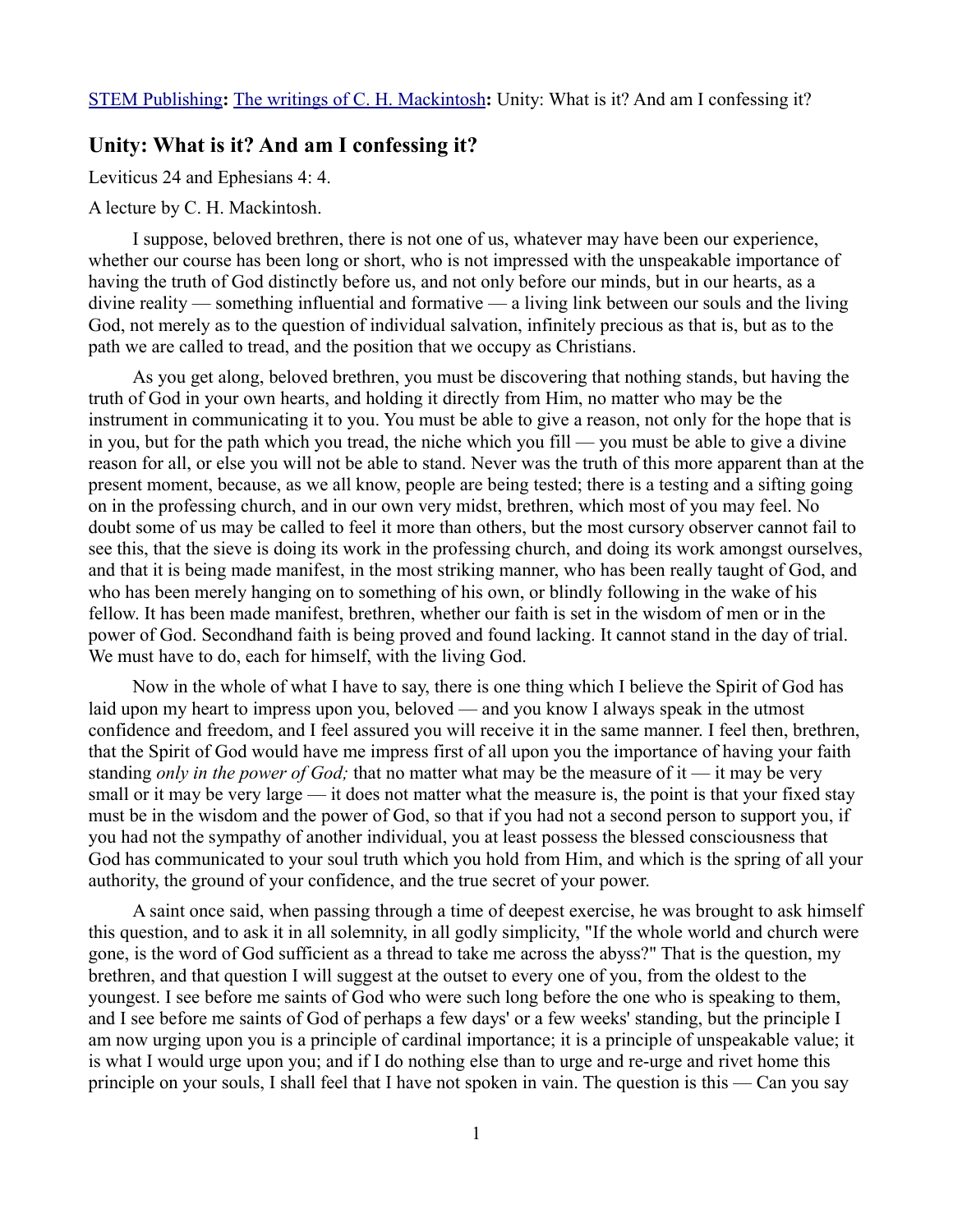[STEM Publishing](#): [The writings of C. H. Mackintosh](#): Unity: What is it? And am I confessing it?

## Unity: What is it? And am I confessing it?

Leviticus 24 and Ephesians 4: 4.

A lecture by C. H. Mackintosh.

I suppose, beloved brethren, there is not one of us, whatever may have been our experience, whether our course has been long or short, who is not impressed with the unspeakable importance of having the truth of God distinctly before us, and not only before our minds, but in our hearts, as a divine reality — something influential and formative — a living link between our souls and the living God, not merely as to the question of individual salvation, infinitely precious as that is, but as to the path we are called to tread, and the position that we occupy as Christians.

As you get along, beloved brethren, you must be discovering that nothing stands, but having the truth of God in your own hearts, and holding it directly from Him, no matter who may be the instrument in communicating it to you. You must be able to give a reason, not only for the hope that is in you, but for the path which you tread, the niche which you fill — you must be able to give a divine reason for all, or else you will not be able to stand. Never was the truth of this more apparent than at the present moment, because, as we all know, people are being tested; there is a testing and a sifting going on in the professing church, and in our own very midst, brethren, which most of you may feel. No doubt some of us may be called to feel it more than others, but the most cursory observer cannot fail to see this, that the sieve is doing its work in the professing church, and doing its work amongst ourselves, and that it is being made manifest, in the most striking manner, who has been really taught of God, and who has been merely hanging on to something of his own, or blindly following in the wake of his fellow. It has been made manifest, brethren, whether our faith is set in the wisdom of men or in the power of God. Secondhand faith is being proved and found lacking. It cannot stand in the day of trial. We must have to do, each for himself, with the living God.

Now in the whole of what I have to say, there is one thing which I believe the Spirit of God has laid upon my heart to impress upon you, beloved — and you know I always speak in the utmost confidence and freedom, and I feel assured you will receive it in the same manner. I feel then, brethren, that the Spirit of God would have me impress first of all upon you the importance of having your faith standing *only in the power of God;* that no matter what may be the measure of it — it may be very small or it may be very large — it does not matter what the measure is, the point is that your fixed stay must be in the wisdom and the power of God, so that if you had not a second person to support you, if you had not the sympathy of another individual, you at least possess the blessed consciousness that God has communicated to your soul truth which you hold from Him, and which is the spring of all your authority, the ground of your confidence, and the true secret of your power.

A saint once said, when passing through a time of deepest exercise, he was brought to ask himself this question, and to ask it in all solemnity, in all godly simplicity, "If the whole world and church were gone, is the word of God sufficient as a thread to take me across the abyss?" That is the question, my brethren, and that question I will suggest at the outset to every one of you, from the oldest to the youngest. I see before me saints of God who were such long before the one who is speaking to them, and I see before me saints of God of perhaps a few days' or a few weeks' standing, but the principle I am now urging upon you is a principle of cardinal importance; it is a principle of unspeakable value; it is what I would urge upon you; and if I do nothing else than to urge and re-urge and rivet home this principle on your souls, I shall feel that I have not spoken in vain. The question is this — Can you say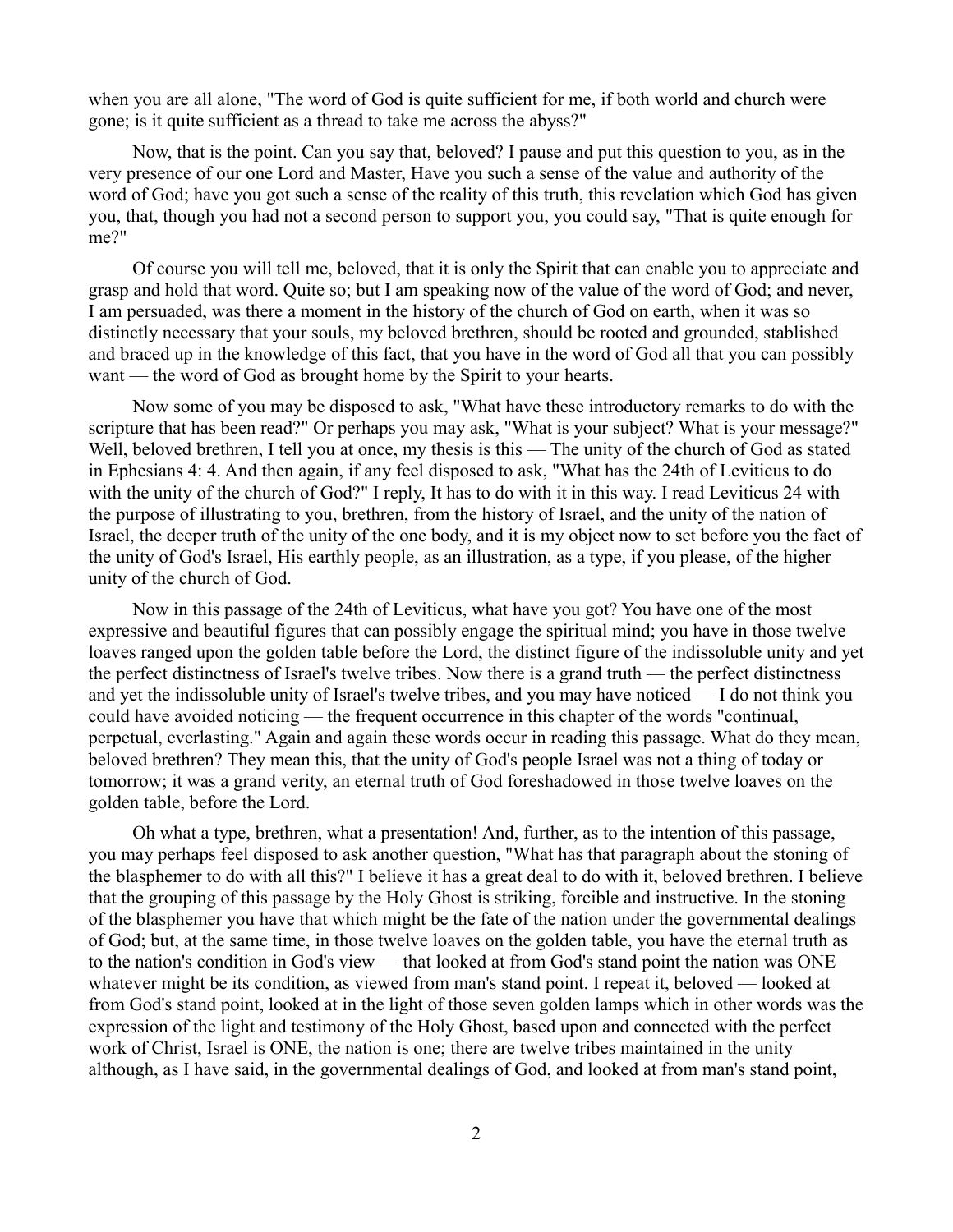when you are all alone, "The word of God is quite sufficient for me, if both world and church were gone; is it quite sufficient as a thread to take me across the abyss?"

Now, that is the point. Can you say that, beloved? I pause and put this question to you, as in the very presence of our one Lord and Master, Have you such a sense of the value and authority of the word of God; have you got such a sense of the reality of this truth, this revelation which God has given you, that, though you had not a second person to support you, you could say, "That is quite enough for me?"

Of course you will tell me, beloved, that it is only the Spirit that can enable you to appreciate and grasp and hold that word. Quite so; but I am speaking now of the value of the word of God; and never, I am persuaded, was there a moment in the history of the church of God on earth, when it was so distinctly necessary that your souls, my beloved brethren, should be rooted and grounded, stablished and braced up in the knowledge of this fact, that you have in the word of God all that you can possibly want — the word of God as brought home by the Spirit to your hearts.

Now some of you may be disposed to ask, "What have these introductory remarks to do with the scripture that has been read?" Or perhaps you may ask, "What is your subject? What is your message?" Well, beloved brethren, I tell you at once, my thesis is this — The unity of the church of God as stated in Ephesians 4: 4. And then again, if any feel disposed to ask, "What has the 24th of Leviticus to do with the unity of the church of God?" I reply, It has to do with it in this way. I read Leviticus 24 with the purpose of illustrating to you, brethren, from the history of Israel, and the unity of the nation of Israel, the deeper truth of the unity of the one body, and it is my object now to set before you the fact of the unity of God's Israel, His earthly people, as an illustration, as a type, if you please, of the higher unity of the church of God.

Now in this passage of the 24th of Leviticus, what have you got? You have one of the most expressive and beautiful figures that can possibly engage the spiritual mind; you have in those twelve loaves ranged upon the golden table before the Lord, the distinct figure of the indissoluble unity and yet the perfect distinctness of Israel's twelve tribes. Now there is a grand truth — the perfect distinctness and yet the indissoluble unity of Israel's twelve tribes, and you may have noticed — I do not think you could have avoided noticing — the frequent occurrence in this chapter of the words "continual, perpetual, everlasting." Again and again these words occur in reading this passage. What do they mean, beloved brethren? They mean this, that the unity of God's people Israel was not a thing of today or tomorrow; it was a grand verity, an eternal truth of God foreshadowed in those twelve loaves on the golden table, before the Lord.

Oh what a type, brethren, what a presentation! And, further, as to the intention of this passage, you may perhaps feel disposed to ask another question, "What has that paragraph about the stoning of the blasphemer to do with all this?" I believe it has a great deal to do with it, beloved brethren. I believe that the grouping of this passage by the Holy Ghost is striking, forcible and instructive. In the stoning of the blasphemer you have that which might be the fate of the nation under the governmental dealings of God; but, at the same time, in those twelve loaves on the golden table, you have the eternal truth as to the nation's condition in God's view — that looked at from God's stand point the nation was ONE whatever might be its condition, as viewed from man's stand point. I repeat it, beloved — looked at from God's stand point, looked at in the light of those seven golden lamps which in other words was the expression of the light and testimony of the Holy Ghost, based upon and connected with the perfect work of Christ, Israel is ONE, the nation is one; there are twelve tribes maintained in the unity although, as I have said, in the governmental dealings of God, and looked at from man's stand point,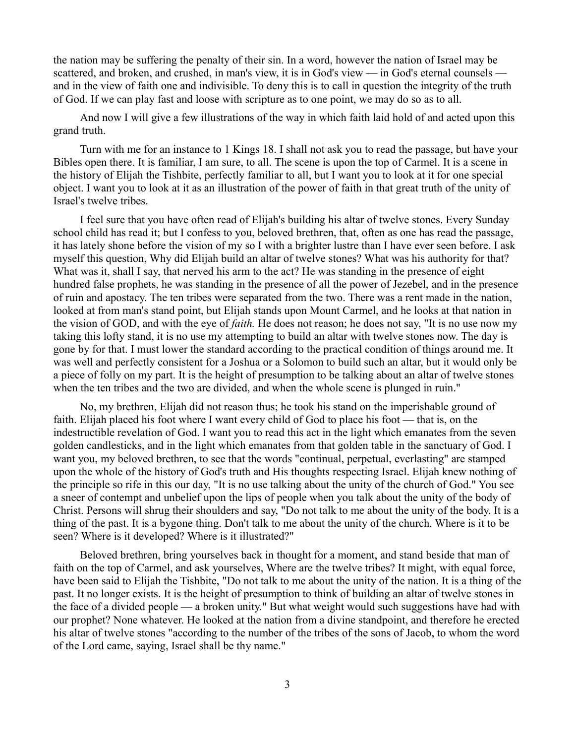the nation may be suffering the penalty of their sin. In a word, however the nation of Israel may be scattered, and broken, and crushed, in man's view, it is in God's view — in God's eternal counsels — and in the view of faith one and indivisible. To deny this is to call in question the integrity of the truth of God. If we can play fast and loose with scripture as to one point, we may do so as to all.

And now I will give a few illustrations of the way in which faith laid hold of and acted upon this grand truth.

Turn with me for an instance to 1 Kings 18. I shall not ask you to read the passage, but have your Bibles open there. It is familiar, I am sure, to all. The scene is upon the top of Carmel. It is a scene in the history of Elijah the Tishbite, perfectly familiar to all, but I want you to look at it for one special object. I want you to look at it as an illustration of the power of faith in that great truth of the unity of Israel's twelve tribes.

I feel sure that you have often read of Elijah's building his altar of twelve stones. Every Sunday school child has read it; but I confess to you, beloved brethren, that, often as one has read the passage, it has lately shone before the vision of my so I with a brighter lustre than I have ever seen before. I ask myself this question, Why did Elijah build an altar of twelve stones? What was his authority for that? What was it, shall I say, that nerved his arm to the act? He was standing in the presence of eight hundred false prophets, he was standing in the presence of all the power of Jezebel, and in the presence of ruin and apostacy. The ten tribes were separated from the two. There was a rent made in the nation, looked at from man's stand point, but Elijah stands upon Mount Carmel, and he looks at that nation in the vision of GOD, and with the eye of *faith.* He does not reason; he does not say, "It is no use now my taking this lofty stand, it is no use my attempting to build an altar with twelve stones now. The day is gone by for that. I must lower the standard according to the practical condition of things around me. It was well and perfectly consistent for a Joshua or a Solomon to build such an altar, but it would only be a piece of folly on my part. It is the height of presumption to be talking about an altar of twelve stones when the ten tribes and the two are divided, and when the whole scene is plunged in ruin."

No, my brethren, Elijah did not reason thus; he took his stand on the imperishable ground of faith. Elijah placed his foot where I want every child of God to place his foot — that is, on the indestructible revelation of God. I want you to read this act in the light which emanates from the seven golden candlesticks, and in the light which emanates from that golden table in the sanctuary of God. I want you, my beloved brethren, to see that the words "continual, perpetual, everlasting" are stamped upon the whole of the history of God's truth and His thoughts respecting Israel. Elijah knew nothing of the principle so rife in this our day, "It is no use talking about the unity of the church of God." You see a sneer of contempt and unbelief upon the lips of people when you talk about the unity of the body of Christ. Persons will shrug their shoulders and say, "Do not talk to me about the unity of the body. It is a thing of the past. It is a bygone thing. Don't talk to me about the unity of the church. Where is it to be seen? Where is it developed? Where is it illustrated?"

Beloved brethren, bring yourselves back in thought for a moment, and stand beside that man of faith on the top of Carmel, and ask yourselves, Where are the twelve tribes? It might, with equal force, have been said to Elijah the Tishbite, "Do not talk to me about the unity of the nation. It is a thing of the past. It no longer exists. It is the height of presumption to think of building an altar of twelve stones in the face of a divided people — a broken unity." But what weight would such suggestions have had with our prophet? None whatever. He looked at the nation from a divine standpoint, and therefore he erected his altar of twelve stones "according to the number of the tribes of the sons of Jacob, to whom the word of the Lord came, saying, Israel shall be thy name."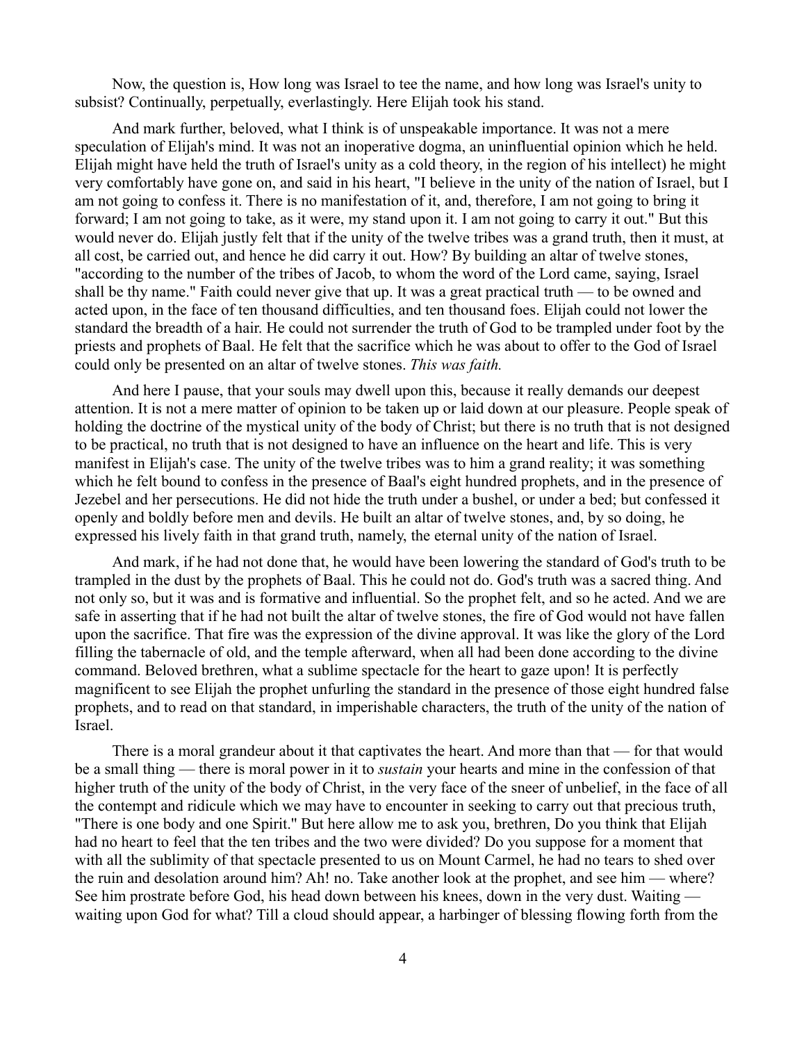Now, the question is, How long was Israel to tee the name, and how long was Israel's unity to subsist? Continually, perpetually, everlastingly. Here Elijah took his stand.

And mark further, beloved, what I think is of unspeakable importance. It was not a mere speculation of Elijah's mind. It was not an inoperative dogma, an uninfluential opinion which he held. Elijah might have held the truth of Israel's unity as a cold theory, in the region of his intellect) he might very comfortably have gone on, and said in his heart, "I believe in the unity of the nation of Israel, but I am not going to confess it. There is no manifestation of it, and, therefore, I am not going to bring it forward; I am not going to take, as it were, my stand upon it. I am not going to carry it out." But this would never do. Elijah justly felt that if the unity of the twelve tribes was a grand truth, then it must, at all cost, be carried out, and hence he did carry it out. How? By building an altar of twelve stones, "according to the number of the tribes of Jacob, to whom the word of the Lord came, saying, Israel shall be thy name." Faith could never give that up. It was a great practical truth — to be owned and acted upon, in the face of ten thousand difficulties, and ten thousand foes. Elijah could not lower the standard the breadth of a hair. He could not surrender the truth of God to be trampled under foot by the priests and prophets of Baal. He felt that the sacrifice which he was about to offer to the God of Israel could only be presented on an altar of twelve stones. *This was faith.*

And here I pause, that your souls may dwell upon this, because it really demands our deepest attention. It is not a mere matter of opinion to be taken up or laid down at our pleasure. People speak of holding the doctrine of the mystical unity of the body of Christ; but there is no truth that is not designed to be practical, no truth that is not designed to have an influence on the heart and life. This is very manifest in Elijah's case. The unity of the twelve tribes was to him a grand reality; it was something which he felt bound to confess in the presence of Baal's eight hundred prophets, and in the presence of Jezebel and her persecutions. He did not hide the truth under a bushel, or under a bed; but confessed it openly and boldly before men and devils. He built an altar of twelve stones, and, by so doing, he expressed his lively faith in that grand truth, namely, the eternal unity of the nation of Israel.

And mark, if he had not done that, he would have been lowering the standard of God's truth to be trampled in the dust by the prophets of Baal. This he could not do. God's truth was a sacred thing. And not only so, but it was and is formative and influential. So the prophet felt, and so he acted. And we are safe in asserting that if he had not built the altar of twelve stones, the fire of God would not have fallen upon the sacrifice. That fire was the expression of the divine approval. It was like the glory of the Lord filling the tabernacle of old, and the temple afterward, when all had been done according to the divine command. Beloved brethren, what a sublime spectacle for the heart to gaze upon! It is perfectly magnificent to see Elijah the prophet unfurling the standard in the presence of those eight hundred false prophets, and to read on that standard, in imperishable characters, the truth of the unity of the nation of Israel.

There is a moral grandeur about it that captivates the heart. And more than that — for that would be a small thing — there is moral power in it to *sustain* your hearts and mine in the confession of that higher truth of the unity of the body of Christ, in the very face of the sneer of unbelief, in the face of all the contempt and ridicule which we may have to encounter in seeking to carry out that precious truth, "There is one body and one Spirit." But here allow me to ask you, brethren, Do you think that Elijah had no heart to feel that the ten tribes and the two were divided? Do you suppose for a moment that with all the sublimity of that spectacle presented to us on Mount Carmel, he had no tears to shed over the ruin and desolation around him? Ah! no. Take another look at the prophet, and see him — where? See him prostrate before God, his head down between his knees, down in the very dust. Waiting — waiting upon God for what? Till a cloud should appear, a harbinger of blessing flowing forth from the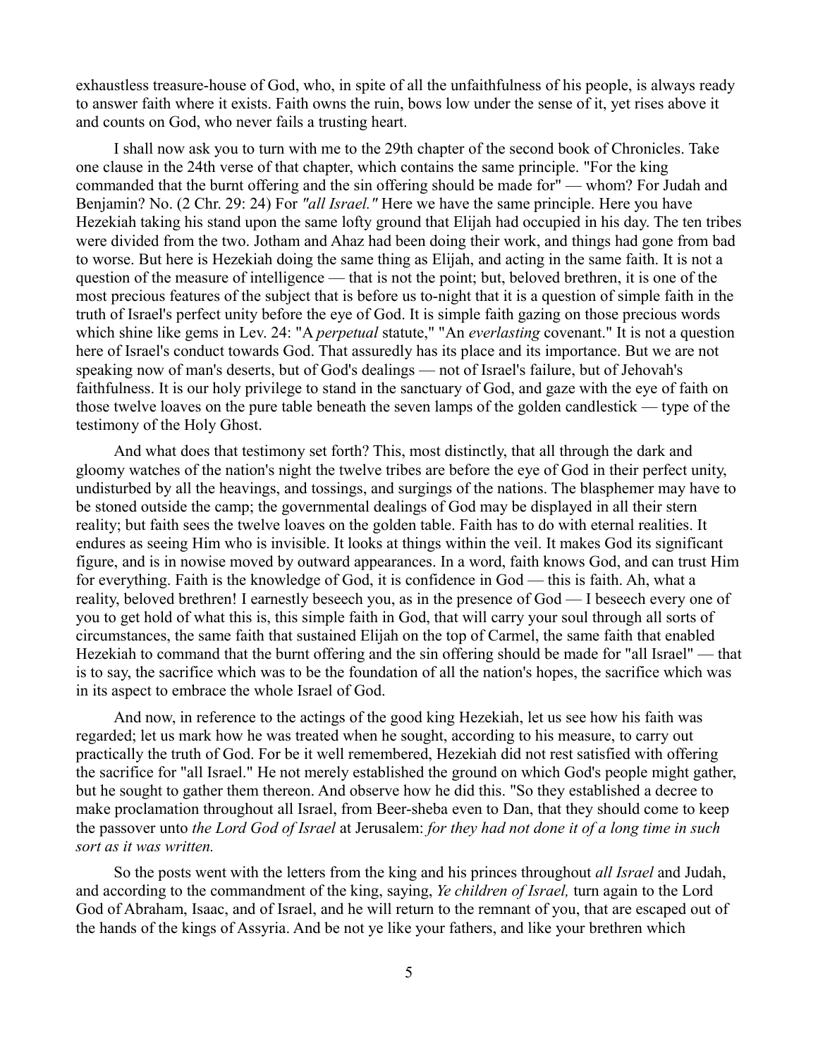exhaustless treasure-house of God, who, in spite of all the unfaithfulness of his people, is always ready to answer faith where it exists. Faith owns the ruin, bows low under the sense of it, yet rises above it and counts on God, who never fails a trusting heart.

I shall now ask you to turn with me to the 29th chapter of the second book of Chronicles. Take one clause in the 24th verse of that chapter, which contains the same principle. "For the king commanded that the burnt offering and the sin offering should be made for" — whom? For Judah and Benjamin? No. (2 Chr. 29: 24) For *"all Israel."* Here we have the same principle. Here you have Hezekiah taking his stand upon the same lofty ground that Elijah had occupied in his day. The ten tribes were divided from the two. Jotham and Ahaz had been doing their work, and things had gone from bad to worse. But here is Hezekiah doing the same thing as Elijah, and acting in the same faith. It is not a question of the measure of intelligence — that is not the point; but, beloved brethren, it is one of the most precious features of the subject that is before us to-night that it is a question of simple faith in the truth of Israel's perfect unity before the eye of God. It is simple faith gazing on those precious words which shine like gems in Lev. 24: "A *perpetual* statute," "An *everlasting* covenant." It is not a question here of Israel's conduct towards God. That assuredly has its place and its importance. But we are not speaking now of man's deserts, but of God's dealings — not of Israel's failure, but of Jehovah's faithfulness. It is our holy privilege to stand in the sanctuary of God, and gaze with the eye of faith on those twelve loaves on the pure table beneath the seven lamps of the golden candlestick — type of the testimony of the Holy Ghost.

And what does that testimony set forth? This, most distinctly, that all through the dark and gloomy watches of the nation's night the twelve tribes are before the eye of God in their perfect unity, undisturbed by all the heavings, and tossings, and surgings of the nations. The blasphemer may have to be stoned outside the camp; the governmental dealings of God may be displayed in all their stern reality; but faith sees the twelve loaves on the golden table. Faith has to do with eternal realities. It endures as seeing Him who is invisible. It looks at things within the veil. It makes God its significant figure, and is in nowise moved by outward appearances. In a word, faith knows God, and can trust Him for everything. Faith is the knowledge of God, it is confidence in God — this is faith. Ah, what a reality, beloved brethren! I earnestly beseech you, as in the presence of God — I beseech every one of you to get hold of what this is, this simple faith in God, that will carry your soul through all sorts of circumstances, the same faith that sustained Elijah on the top of Carmel, the same faith that enabled Hezekiah to command that the burnt offering and the sin offering should be made for "all Israel" — that is to say, the sacrifice which was to be the foundation of all the nation's hopes, the sacrifice which was in its aspect to embrace the whole Israel of God.

And now, in reference to the actings of the good king Hezekiah, let us see how his faith was regarded; let us mark how he was treated when he sought, according to his measure, to carry out practically the truth of God. For be it well remembered, Hezekiah did not rest satisfied with offering the sacrifice for "all Israel." He not merely established the ground on which God's people might gather, but he sought to gather them thereon. And observe how he did this. "So they established a decree to make proclamation throughout all Israel, from Beer-sheba even to Dan, that they should come to keep the passover unto *the Lord God of Israel* at Jerusalem: *for they had not done it of a long time in such sort as it was written.*

So the posts went with the letters from the king and his princes throughout *all Israel* and Judah, and according to the commandment of the king, saying, *Ye children of Israel,* turn again to the Lord God of Abraham, Isaac, and of Israel, and he will return to the remnant of you, that are escaped out of the hands of the kings of Assyria. And be not ye like your fathers, and like your brethren which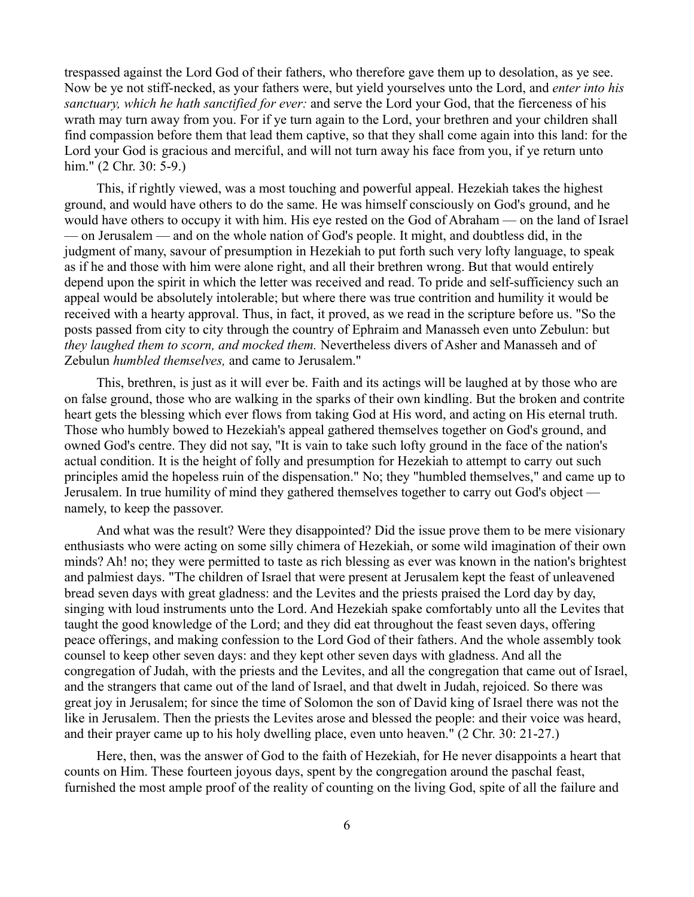trespassed against the Lord God of their fathers, who therefore gave them up to desolation, as ye see. Now be ye not stiff-necked, as your fathers were, but yield yourselves unto the Lord, and *enter into his sanctuary, which he hath sanctified for ever:* and serve the Lord your God, that the fierceness of his wrath may turn away from you. For if ye turn again to the Lord, your brethren and your children shall find compassion before them that lead them captive, so that they shall come again into this land: for the Lord your God is gracious and merciful, and will not turn away his face from you, if ye return unto him." (2 Chr. 30: 5-9.)

This, if rightly viewed, was a most touching and powerful appeal. Hezekiah takes the highest ground, and would have others to do the same. He was himself consciously on God's ground, and he would have others to occupy it with him. His eye rested on the God of Abraham — on the land of Israel — on Jerusalem — and on the whole nation of God's people. It might, and doubtless did, in the judgment of many, savour of presumption in Hezekiah to put forth such very lofty language, to speak as if he and those with him were alone right, and all their brethren wrong. But that would entirely depend upon the spirit in which the letter was received and read. To pride and self-sufficiency such an appeal would be absolutely intolerable; but where there was true contrition and humility it would be received with a hearty approval. Thus, in fact, it proved, as we read in the scripture before us. "So the posts passed from city to city through the country of Ephraim and Manasseh even unto Zebulun: but *they laughed them to scorn, and mocked them.* Nevertheless divers of Asher and Manasseh and of Zebulun *humbled themselves,* and came to Jerusalem."

This, brethren, is just as it will ever be. Faith and its actings will be laughed at by those who are on false ground, those who are walking in the sparks of their own kindling. But the broken and contrite heart gets the blessing which ever flows from taking God at His word, and acting on His eternal truth. Those who humbly bowed to Hezekiah's appeal gathered themselves together on God's ground, and owned God's centre. They did not say, "It is vain to take such lofty ground in the face of the nation's actual condition. It is the height of folly and presumption for Hezekiah to attempt to carry out such principles amid the hopeless ruin of the dispensation." No; they "humbled themselves," and came up to Jerusalem. In true humility of mind they gathered themselves together to carry out God's object — namely, to keep the passover.

And what was the result? Were they disappointed? Did the issue prove them to be mere visionary enthusiasts who were acting on some silly chimera of Hezekiah, or some wild imagination of their own minds? Ah! no; they were permitted to taste as rich blessing as ever was known in the nation's brightest and palmiest days. "The children of Israel that were present at Jerusalem kept the feast of unleavened bread seven days with great gladness: and the Levites and the priests praised the Lord day by day, singing with loud instruments unto the Lord. And Hezekiah spake comfortably unto all the Levites that taught the good knowledge of the Lord; and they did eat throughout the feast seven days, offering peace offerings, and making confession to the Lord God of their fathers. And the whole assembly took counsel to keep other seven days: and they kept other seven days with gladness. And all the congregation of Judah, with the priests and the Levites, and all the congregation that came out of Israel, and the strangers that came out of the land of Israel, and that dwelt in Judah, rejoiced. So there was great joy in Jerusalem; for since the time of Solomon the son of David king of Israel there was not the like in Jerusalem. Then the priests the Levites arose and blessed the people: and their voice was heard, and their prayer came up to his holy dwelling place, even unto heaven." (2 Chr. 30: 21-27.)

Here, then, was the answer of God to the faith of Hezekiah, for He never disappoints a heart that counts on Him. These fourteen joyous days, spent by the congregation around the paschal feast, furnished the most ample proof of the reality of counting on the living God, spite of all the failure and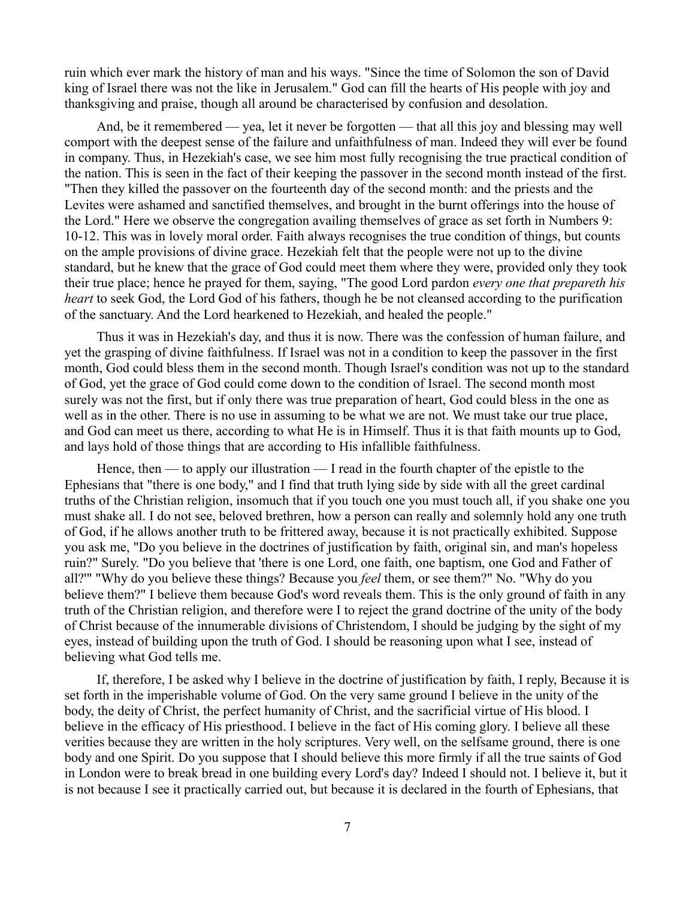ruin which ever mark the history of man and his ways. "Since the time of Solomon the son of David king of Israel there was not the like in Jerusalem." God can fill the hearts of His people with joy and thanksgiving and praise, though all around be characterised by confusion and desolation.

And, be it remembered — yea, let it never be forgotten — that all this joy and blessing may well comport with the deepest sense of the failure and unfaithfulness of man. Indeed they will ever be found in company. Thus, in Hezekiah's case, we see him most fully recognising the true practical condition of the nation. This is seen in the fact of their keeping the passover in the second month instead of the first. "Then they killed the passover on the fourteenth day of the second month: and the priests and the Levites were ashamed and sanctified themselves, and brought in the burnt offerings into the house of the Lord." Here we observe the congregation availing themselves of grace as set forth in Numbers 9: 10-12. This was in lovely moral order. Faith always recognises the true condition of things, but counts on the ample provisions of divine grace. Hezekiah felt that the people were not up to the divine standard, but he knew that the grace of God could meet them where they were, provided only they took their true place; hence he prayed for them, saying, "The good Lord pardon *every one that prepareth his heart* to seek God, the Lord God of his fathers, though he be not cleansed according to the purification of the sanctuary. And the Lord hearkened to Hezekiah, and healed the people."

Thus it was in Hezekiah's day, and thus it is now. There was the confession of human failure, and yet the grasping of divine faithfulness. If Israel was not in a condition to keep the passover in the first month, God could bless them in the second month. Though Israel's condition was not up to the standard of God, yet the grace of God could come down to the condition of Israel. The second month most surely was not the first, but if only there was true preparation of heart, God could bless in the one as well as in the other. There is no use in assuming to be what we are not. We must take our true place, and God can meet us there, according to what He is in Himself. Thus it is that faith mounts up to God, and lays hold of those things that are according to His infallible faithfulness.

Hence, then — to apply our illustration — I read in the fourth chapter of the epistle to the Ephesians that "there is one body," and I find that truth lying side by side with all the greet cardinal truths of the Christian religion, insomuch that if you touch one you must touch all, if you shake one you must shake all. I do not see, beloved brethren, how a person can really and solemnly hold any one truth of God, if he allows another truth to be frittered away, because it is not practically exhibited. Suppose you ask me, "Do you believe in the doctrines of justification by faith, original sin, and man's hopeless ruin?" Surely. "Do you believe that 'there is one Lord, one faith, one baptism, one God and Father of all?'" "Why do you believe these things? Because you *feel* them, or see them?" No. "Why do you believe them?" I believe them because God's word reveals them. This is the only ground of faith in any truth of the Christian religion, and therefore were I to reject the grand doctrine of the unity of the body of Christ because of the innumerable divisions of Christendom, I should be judging by the sight of my eyes, instead of building upon the truth of God. I should be reasoning upon what I see, instead of believing what God tells me.

If, therefore, I be asked why I believe in the doctrine of justification by faith, I reply, Because it is set forth in the imperishable volume of God. On the very same ground I believe in the unity of the body, the deity of Christ, the perfect humanity of Christ, and the sacrificial virtue of His blood. I believe in the efficacy of His priesthood. I believe in the fact of His coming glory. I believe all these verities because they are written in the holy scriptures. Very well, on the selfsame ground, there is one body and one Spirit. Do you suppose that I should believe this more firmly if all the true saints of God in London were to break bread in one building every Lord's day? Indeed I should not. I believe it, but it is not because I see it practically carried out, but because it is declared in the fourth of Ephesians, that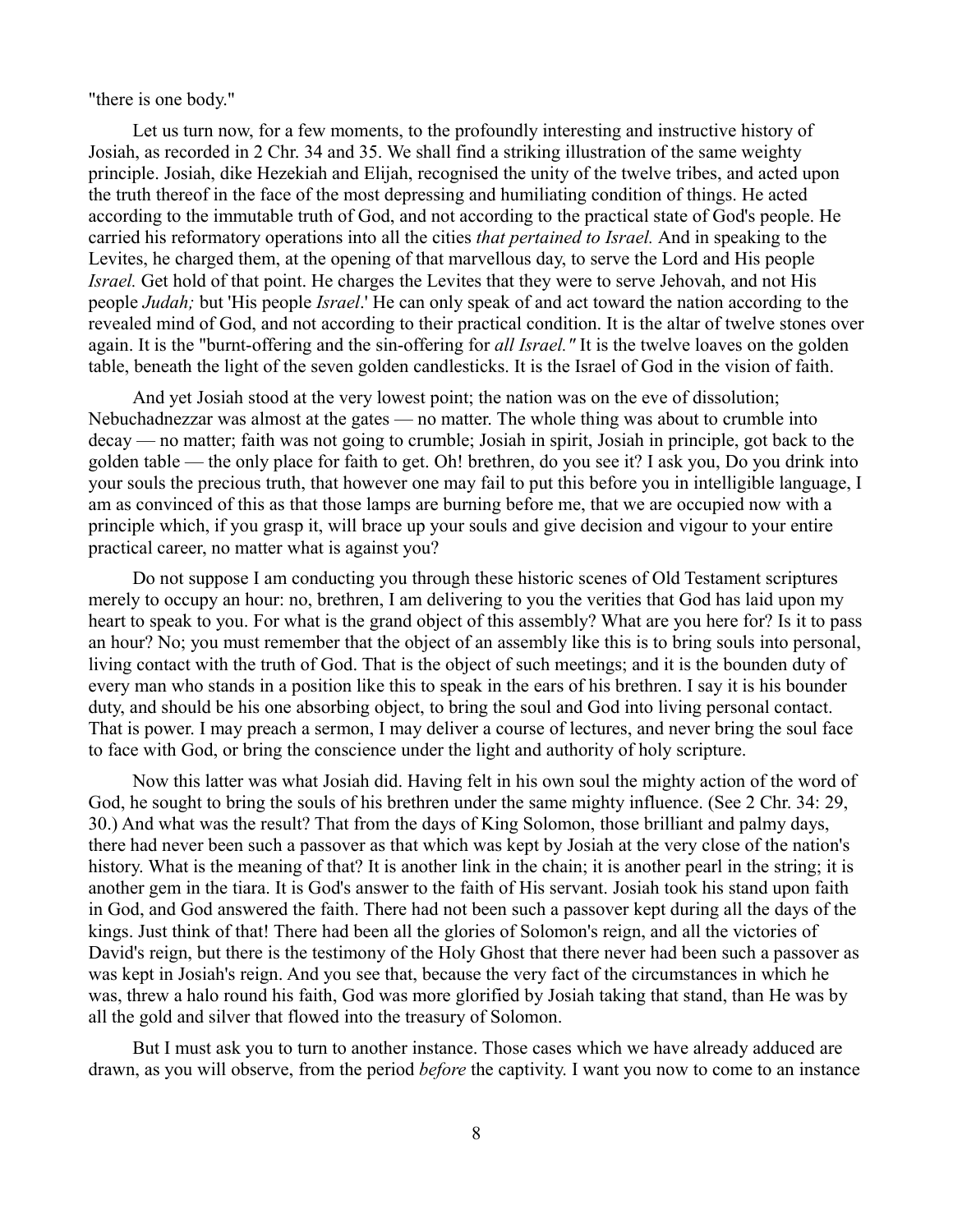"there is one body."

Let us turn now, for a few moments, to the profoundly interesting and instructive history of Josiah, as recorded in 2 Chr. 34 and 35. We shall find a striking illustration of the same weighty principle. Josiah, dike Hezekiah and Elijah, recognised the unity of the twelve tribes, and acted upon the truth thereof in the face of the most depressing and humiliating condition of things. He acted according to the immutable truth of God, and not according to the practical state of God's people. He carried his reformatory operations into all the cities *that pertained to Israel.* And in speaking to the Levites, he charged them, at the opening of that marvellous day, to serve the Lord and His people *Israel.* Get hold of that point. He charges the Levites that they were to serve Jehovah, and not His people *Judah;* but 'His people *Israel*.' He can only speak of and act toward the nation according to the revealed mind of God, and not according to their practical condition. It is the altar of twelve stones over again. It is the "burnt-offering and the sin-offering for *all Israel."* It is the twelve loaves on the golden table, beneath the light of the seven golden candlesticks. It is the Israel of God in the vision of faith.

And yet Josiah stood at the very lowest point; the nation was on the eve of dissolution; Nebuchadnezzar was almost at the gates — no matter. The whole thing was about to crumble into decay — no matter; faith was not going to crumble; Josiah in spirit, Josiah in principle, got back to the golden table — the only place for faith to get. Oh! brethren, do you see it? I ask you, Do you drink into your souls the precious truth, that however one may fail to put this before you in intelligible language, I am as convinced of this as that those lamps are burning before me, that we are occupied now with a principle which, if you grasp it, will brace up your souls and give decision and vigour to your entire practical career, no matter what is against you?

Do not suppose I am conducting you through these historic scenes of Old Testament scriptures merely to occupy an hour: no, brethren, I am delivering to you the verities that God has laid upon my heart to speak to you. For what is the grand object of this assembly? What are you here for? Is it to pass an hour? No; you must remember that the object of an assembly like this is to bring souls into personal, living contact with the truth of God. That is the object of such meetings; and it is the bounden duty of every man who stands in a position like this to speak in the ears of his brethren. I say it is his bounder duty, and should be his one absorbing object, to bring the soul and God into living personal contact. That is power. I may preach a sermon, I may deliver a course of lectures, and never bring the soul face to face with God, or bring the conscience under the light and authority of holy scripture.

Now this latter was what Josiah did. Having felt in his own soul the mighty action of the word of God, he sought to bring the souls of his brethren under the same mighty influence. (See 2 Chr. 34: 29, 30.) And what was the result? That from the days of King Solomon, those brilliant and palmy days, there had never been such a passover as that which was kept by Josiah at the very close of the nation's history. What is the meaning of that? It is another link in the chain; it is another pearl in the string; it is another gem in the tiara. It is God's answer to the faith of His servant. Josiah took his stand upon faith in God, and God answered the faith. There had not been such a passover kept during all the days of the kings. Just think of that! There had been all the glories of Solomon's reign, and all the victories of David's reign, but there is the testimony of the Holy Ghost that there never had been such a passover as was kept in Josiah's reign. And you see that, because the very fact of the circumstances in which he was, threw a halo round his faith, God was more glorified by Josiah taking that stand, than He was by all the gold and silver that flowed into the treasury of Solomon.

But I must ask you to turn to another instance. Those cases which we have already adduced are drawn, as you will observe, from the period *before* the captivity. I want you now to come to an instance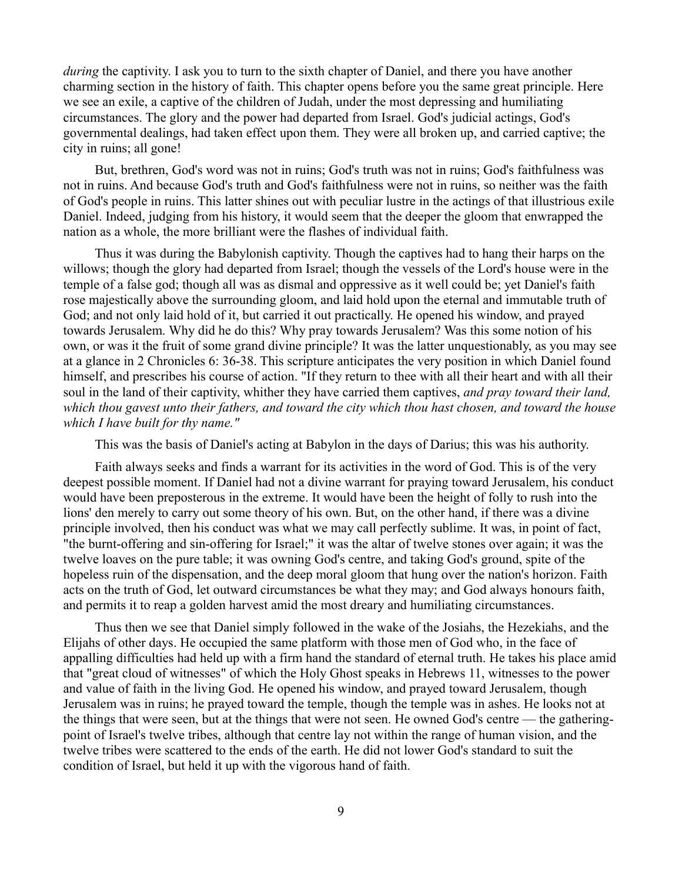*during* the captivity. I ask you to turn to the sixth chapter of Daniel, and there you have another charming section in the history of faith. This chapter opens before you the same great principle. Here we see an exile, a captive of the children of Judah, under the most depressing and humiliating circumstances. The glory and the power had departed from Israel. God's judicial actings, God's governmental dealings, had taken effect upon them. They were all broken up, and carried captive; the city in ruins; all gone!

But, brethren, God's word was not in ruins; God's truth was not in ruins; God's faithfulness was not in ruins. And because God's truth and God's faithfulness were not in ruins, so neither was the faith of God's people in ruins. This latter shines out with peculiar lustre in the actings of that illustrious exile Daniel. Indeed, judging from his history, it would seem that the deeper the gloom that enwrapped the nation as a whole, the more brilliant were the flashes of individual faith.

Thus it was during the Babylonish captivity. Though the captives had to hang their harps on the willows; though the glory had departed from Israel; though the vessels of the Lord's house were in the temple of a false god; though all was as dismal and oppressive as it well could be; yet Daniel's faith rose majestically above the surrounding gloom, and laid hold upon the eternal and immutable truth of God; and not only laid hold of it, but carried it out practically. He opened his window, and prayed towards Jerusalem. Why did he do this? Why pray towards Jerusalem? Was this some notion of his own, or was it the fruit of some grand divine principle? It was the latter unquestionably, as you may see at a glance in 2 Chronicles 6: 36-38. This scripture anticipates the very position in which Daniel found himself, and prescribes his course of action. "If they return to thee with all their heart and with all their soul in the land of their captivity, whither they have carried them captives, *and pray toward their land, which thou gavest unto their fathers, and toward the city which thou hast chosen, and toward the house which I have built for thy name."*

This was the basis of Daniel's acting at Babylon in the days of Darius; this was his authority.

Faith always seeks and finds a warrant for its activities in the word of God. This is of the very deepest possible moment. If Daniel had not a divine warrant for praying toward Jerusalem, his conduct would have been preposterous in the extreme. It would have been the height of folly to rush into the lions' den merely to carry out some theory of his own. But, on the other hand, if there was a divine principle involved, then his conduct was what we may call perfectly sublime. It was, in point of fact, "the burnt-offering and sin-offering for Israel;" it was the altar of twelve stones over again; it was the twelve loaves on the pure table; it was owning God's centre, and taking God's ground, spite of the hopeless ruin of the dispensation, and the deep moral gloom that hung over the nation's horizon. Faith acts on the truth of God, let outward circumstances be what they may; and God always honours faith, and permits it to reap a golden harvest amid the most dreary and humiliating circumstances.

Thus then we see that Daniel simply followed in the wake of the Josiahs, the Hezekiahs, and the Elijahs of other days. He occupied the same platform with those men of God who, in the face of appalling difficulties had held up with a firm hand the standard of eternal truth. He takes his place amid that "great cloud of witnesses" of which the Holy Ghost speaks in Hebrews 11, witnesses to the power and value of faith in the living God. He opened his window, and prayed toward Jerusalem, though Jerusalem was in ruins; he prayed toward the temple, though the temple was in ashes. He looks not at the things that were seen, but at the things that were not seen. He owned God's centre — the gathering-point of Israel's twelve tribes, although that centre lay not within the range of human vision, and the twelve tribes were scattered to the ends of the earth. He did not lower God's standard to suit the condition of Israel, but held it up with the vigorous hand of faith.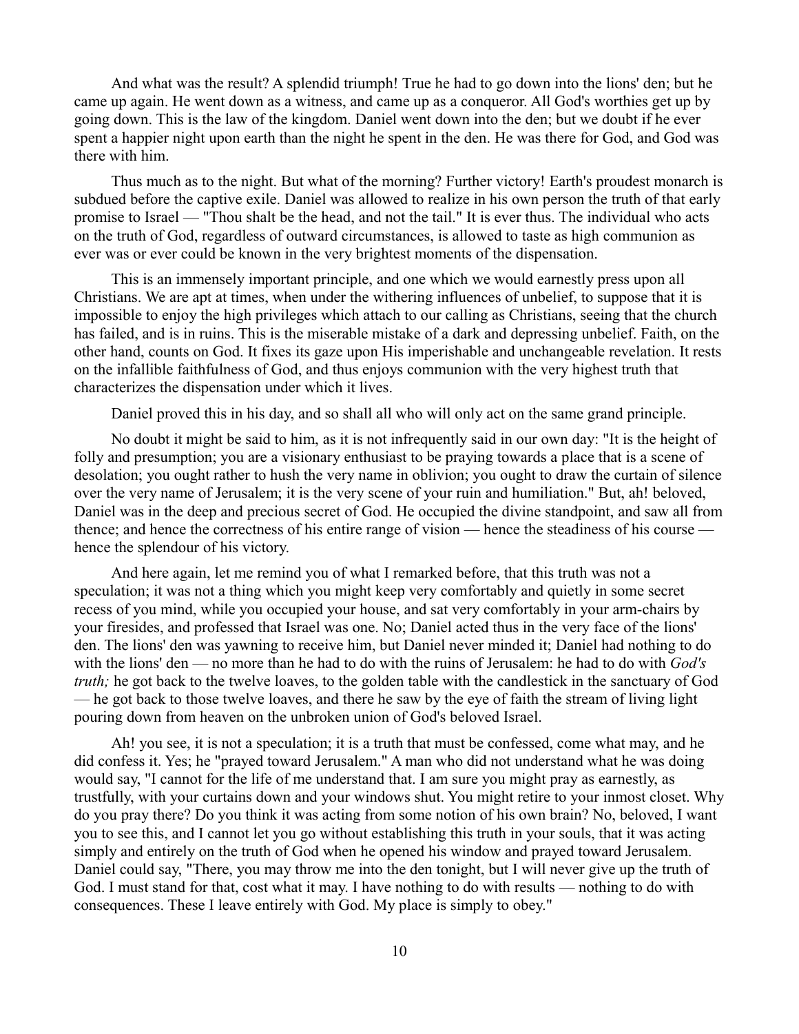And what was the result? A splendid triumph! True he had to go down into the lions' den; but he came up again. He went down as a witness, and came up as a conqueror. All God's worthies get up by going down. This is the law of the kingdom. Daniel went down into the den; but we doubt if he ever spent a happier night upon earth than the night he spent in the den. He was there for God, and God was there with him.

Thus much as to the night. But what of the morning? Further victory! Earth's proudest monarch is subdued before the captive exile. Daniel was allowed to realize in his own person the truth of that early promise to Israel — "Thou shalt be the head, and not the tail." It is ever thus. The individual who acts on the truth of God, regardless of outward circumstances, is allowed to taste as high communion as ever was or ever could be known in the very brightest moments of the dispensation.

This is an immensely important principle, and one which we would earnestly press upon all Christians. We are apt at times, when under the withering influences of unbelief, to suppose that it is impossible to enjoy the high privileges which attach to our calling as Christians, seeing that the church has failed, and is in ruins. This is the miserable mistake of a dark and depressing unbelief. Faith, on the other hand, counts on God. It fixes its gaze upon His imperishable and unchangeable revelation. It rests on the infallible faithfulness of God, and thus enjoys communion with the very highest truth that characterizes the dispensation under which it lives.

Daniel proved this in his day, and so shall all who will only act on the same grand principle.

No doubt it might be said to him, as it is not infrequently said in our own day: "It is the height of folly and presumption; you are a visionary enthusiast to be praying towards a place that is a scene of desolation; you ought rather to hush the very name in oblivion; you ought to draw the curtain of silence over the very name of Jerusalem; it is the very scene of your ruin and humiliation." But, ah! beloved, Daniel was in the deep and precious secret of God. He occupied the divine standpoint, and saw all from thence; and hence the correctness of his entire range of vision — hence the steadiness of his course — hence the splendour of his victory.

And here again, let me remind you of what I remarked before, that this truth was not a speculation; it was not a thing which you might keep very comfortably and quietly in some secret recess of you mind, while you occupied your house, and sat very comfortably in your arm-chairs by your firesides, and professed that Israel was one. No; Daniel acted thus in the very face of the lions' den. The lions' den was yawning to receive him, but Daniel never minded it; Daniel had nothing to do with the lions' den — no more than he had to do with the ruins of Jerusalem: he had to do with *God's truth;* he got back to the twelve loaves, to the golden table with the candlestick in the sanctuary of God — he got back to those twelve loaves, and there he saw by the eye of faith the stream of living light pouring down from heaven on the unbroken union of God's beloved Israel.

Ah! you see, it is not a speculation; it is a truth that must be confessed, come what may, and he did confess it. Yes; he "prayed toward Jerusalem." A man who did not understand what he was doing would say, "I cannot for the life of me understand that. I am sure you might pray as earnestly, as trustfully, with your curtains down and your windows shut. You might retire to your inmost closet. Why do you pray there? Do you think it was acting from some notion of his own brain? No, beloved, I want you to see this, and I cannot let you go without establishing this truth in your souls, that it was acting simply and entirely on the truth of God when he opened his window and prayed toward Jerusalem. Daniel could say, "There, you may throw me into the den tonight, but I will never give up the truth of God. I must stand for that, cost what it may. I have nothing to do with results — nothing to do with consequences. These I leave entirely with God. My place is simply to obey."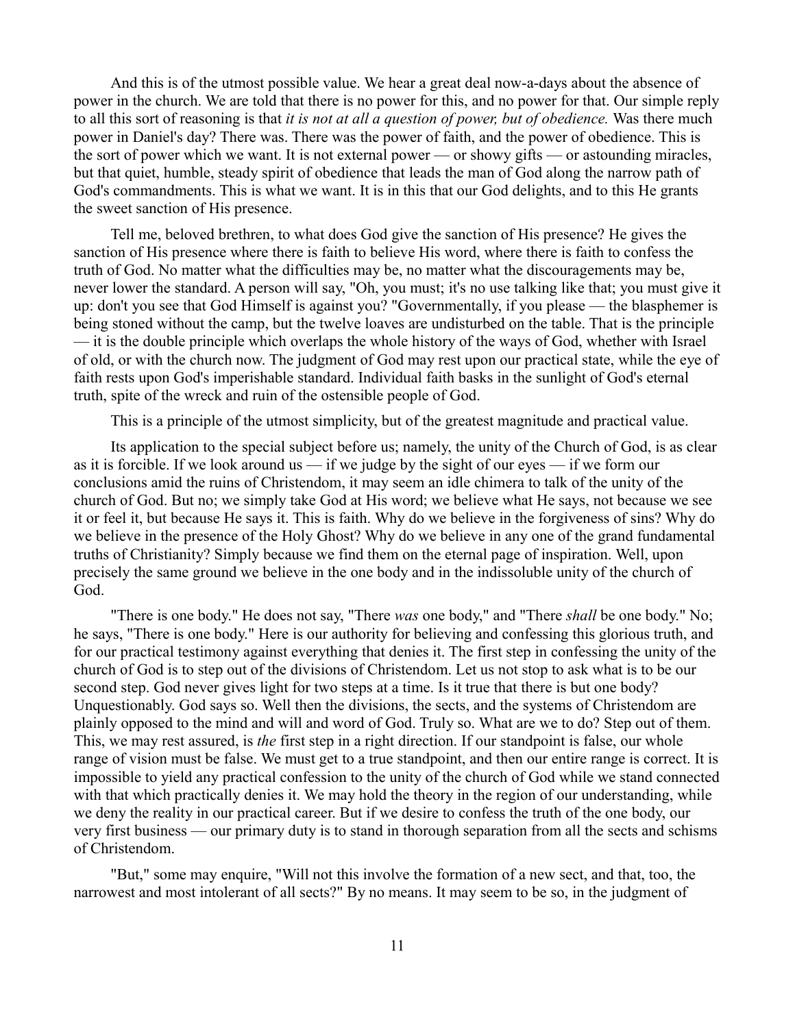And this is of the utmost possible value. We hear a great deal now-a-days about the absence of power in the church. We are told that there is no power for this, and no power for that. Our simple reply to all this sort of reasoning is that *it is not at all a question of power, but of obedience.* Was there much power in Daniel's day? There was. There was the power of faith, and the power of obedience. This is the sort of power which we want. It is not external power — or showy gifts — or astounding miracles, but that quiet, humble, steady spirit of obedience that leads the man of God along the narrow path of God's commandments. This is what we want. It is in this that our God delights, and to this He grants the sweet sanction of His presence.

Tell me, beloved brethren, to what does God give the sanction of His presence? He gives the sanction of His presence where there is faith to believe His word, where there is faith to confess the truth of God. No matter what the difficulties may be, no matter what the discouragements may be, never lower the standard. A person will say, "Oh, you must; it's no use talking like that; you must give it up: don't you see that God Himself is against you? "Governmentally, if you please — the blasphemer is being stoned without the camp, but the twelve loaves are undisturbed on the table. That is the principle — it is the double principle which overlaps the whole history of the ways of God, whether with Israel of old, or with the church now. The judgment of God may rest upon our practical state, while the eye of faith rests upon God's imperishable standard. Individual faith basks in the sunlight of God's eternal truth, spite of the wreck and ruin of the ostensible people of God.

This is a principle of the utmost simplicity, but of the greatest magnitude and practical value.

Its application to the special subject before us; namely, the unity of the Church of God, is as clear as it is forcible. If we look around us — if we judge by the sight of our eyes — if we form our conclusions amid the ruins of Christendom, it may seem an idle chimera to talk of the unity of the church of God. But no; we simply take God at His word; we believe what He says, not because we see it or feel it, but because He says it. This is faith. Why do we believe in the forgiveness of sins? Why do we believe in the presence of the Holy Ghost? Why do we believe in any one of the grand fundamental truths of Christianity? Simply because we find them on the eternal page of inspiration. Well, upon precisely the same ground we believe in the one body and in the indissoluble unity of the church of God.

"There is one body." He does not say, "There *was* one body," and "There *shall* be one body." No; he says, "There is one body." Here is our authority for believing and confessing this glorious truth, and for our practical testimony against everything that denies it. The first step in confessing the unity of the church of God is to step out of the divisions of Christendom. Let us not stop to ask what is to be our second step. God never gives light for two steps at a time. Is it true that there is but one body? Unquestionably. God says so. Well then the divisions, the sects, and the systems of Christendom are plainly opposed to the mind and will and word of God. Truly so. What are we to do? Step out of them. This, we may rest assured, is *the* first step in a right direction. If our standpoint is false, our whole range of vision must be false. We must get to a true standpoint, and then our entire range is correct. It is impossible to yield any practical confession to the unity of the church of God while we stand connected with that which practically denies it. We may hold the theory in the region of our understanding, while we deny the reality in our practical career. But if we desire to confess the truth of the one body, our very first business — our primary duty is to stand in thorough separation from all the sects and schisms of Christendom.

"But," some may enquire, "Will not this involve the formation of a new sect, and that, too, the narrowest and most intolerant of all sects?" By no means. It may seem to be so, in the judgment of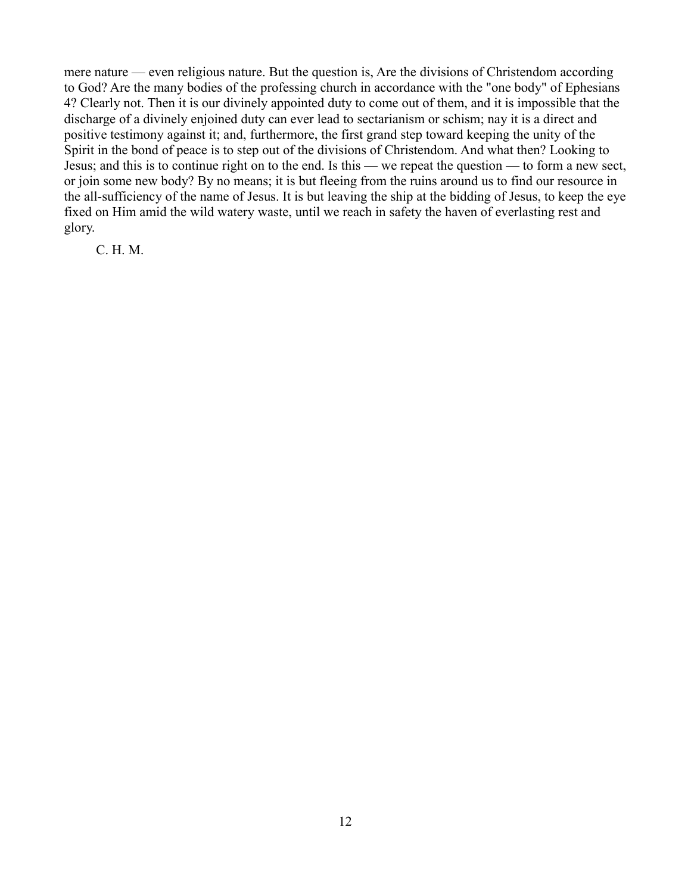mere nature — even religious nature. But the question is, Are the divisions of Christendom according to God? Are the many bodies of the professing church in accordance with the "one body" of Ephesians 4? Clearly not. Then it is our divinely appointed duty to come out of them, and it is impossible that the discharge of a divinely enjoined duty can ever lead to sectarianism or schism; nay it is a direct and positive testimony against it; and, furthermore, the first grand step toward keeping the unity of the Spirit in the bond of peace is to step out of the divisions of Christendom. And what then? Looking to Jesus; and this is to continue right on to the end. Is this — we repeat the question — to form a new sect, or join some new body? By no means; it is but fleeing from the ruins around us to find our resource in the all-sufficiency of the name of Jesus. It is but leaving the ship at the bidding of Jesus, to keep the eye fixed on Him amid the wild watery waste, until we reach in safety the haven of everlasting rest and glory.

C. H. M.